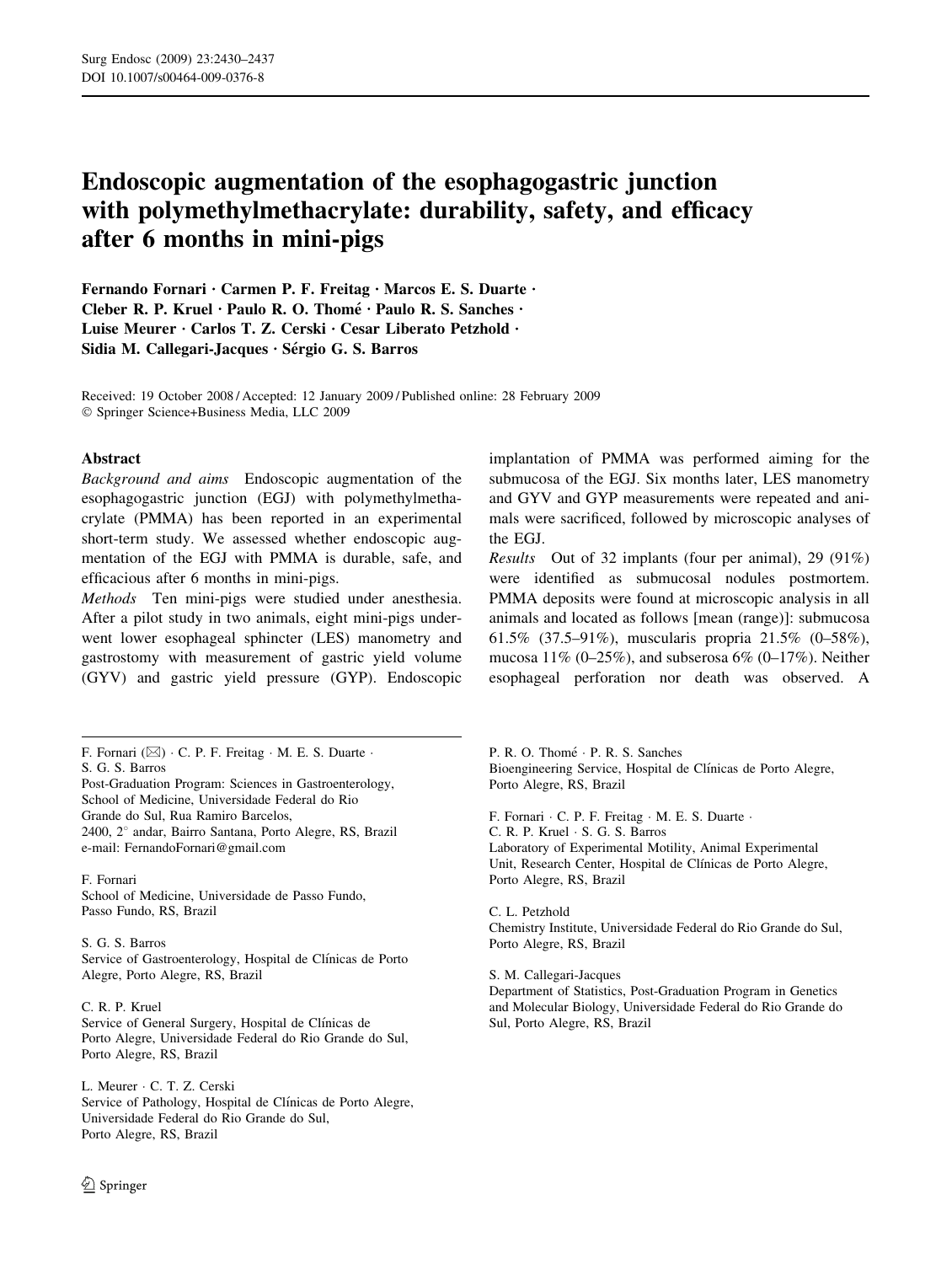# Endoscopic augmentation of the esophagogastric junction with polymethylmethacrylate: durability, safety, and efficacy after 6 months in mini-pigs

Fernando Fornari · Carmen P. F. Freitag · Marcos E. S. Duarte · Cleber R. P. Kruel · Paulo R. O. Thomé · Paulo R. S. Sanches · Luise Meurer · Carlos T. Z. Cerski · Cesar Liberato Petzhold · Sidia M. Callegari-Jacques · Sérgio G. S. Barros

Received: 19 October 2008 / Accepted: 12 January 2009 / Published online: 28 February 2009
© Springer Science+Business Media, LLC 2009

## Abstract

*Background and aims* Endoscopic augmentation of the esophagogastric junction (EGJ) with polymethylmethacrylate (PMMA) has been reported in an experimental short-term study. We assessed whether endoscopic augmentation of the EGJ with PMMA is durable, safe, and efficacious after 6 months in mini-pigs.

*Methods* Ten mini-pigs were studied under anesthesia. After a pilot study in two animals, eight mini-pigs underwent lower esophageal sphincter (LES) manometry and gastrostomy with measurement of gastric yield volume (GYV) and gastric yield pressure (GYP). Endoscopic implantation of PMMA was performed aiming for the submucosa of the EGJ. Six months later, LES manometry and GYV and GYP measurements were repeated and animals were sacrificed, followed by microscopic analyses of the EGJ.

*Results* Out of 32 implants (four per animal), 29 (91%) were identified as submucosal nodules postmortem. PMMA deposits were found at microscopic analysis in all animals and located as follows [mean (range)]: submucosa 61.5% (37.5–91%), muscularis propria 21.5% (0–58%), mucosa 11% (0–25%), and subserosa 6% (0–17%). Neither esophageal perforation nor death was observed. A

---

F. Fornari (✉) · C. P. F. Freitag · M. E. S. Duarte · S. G. S. Barros
Post-Graduation Program: Sciences in Gastroenterology, School of Medicine, Universidade Federal do Rio Grande do Sul, Rua Ramiro Barcelos, 2400, 2° andar, Bairro Santana, Porto Alegre, RS, Brazil
e-mail: FernandoFornari@gmail.com

F. Fornari
School of Medicine, Universidade de Passo Fundo, Passo Fundo, RS, Brazil

S. G. S. Barros
Service of Gastroenterology, Hospital de Clínicas de Porto Alegre, Porto Alegre, RS, Brazil

C. R. P. Kruel
Service of General Surgery, Hospital de Clínicas de Porto Alegre, Universidade Federal do Rio Grande do Sul, Porto Alegre, RS, Brazil

L. Meurer · C. T. Z. Cerski
Service of Pathology, Hospital de Clínicas de Porto Alegre, Universidade Federal do Rio Grande do Sul, Porto Alegre, RS, Brazil

P. R. O. Thomé · P. R. S. Sanches
Bioengineering Service, Hospital de Clínicas de Porto Alegre, Porto Alegre, RS, Brazil

F. Fornari · C. P. F. Freitag · M. E. S. Duarte · C. R. P. Kruel · S. G. S. Barros
Laboratory of Experimental Motility, Animal Experimental Unit, Research Center, Hospital de Clínicas de Porto Alegre, Porto Alegre, RS, Brazil

C. L. Petzhold
Chemistry Institute, Universidade Federal do Rio Grande do Sul, Porto Alegre, RS, Brazil

S. M. Callegari-Jacques
Department of Statistics, Post-Graduation Program in Genetics and Molecular Biology, Universidade Federal do Rio Grande do Sul, Porto Alegre, RS, Brazil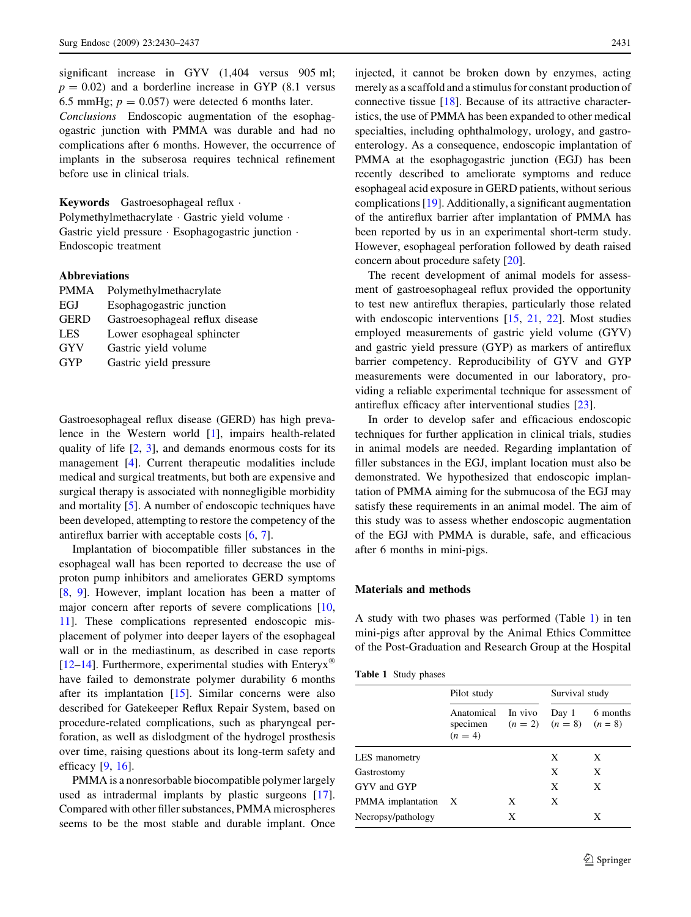significant increase in GYV (1,404 versus 905 ml; $p = 0.02$) and a borderline increase in GYP (8.1 versus 6.5 mmHg; $p = 0.057$) were detected 6 months later.

*Conclusions* Endoscopic augmentation of the esophagogastric junction with PMMA was durable and had no complications after 6 months. However, the occurrence of implants in the subserosa requires technical refinement before use in clinical trials.

**Keywords** Gastroesophageal reflux · Polymethylmethacrylate · Gastric yield volume · Gastric yield pressure · Esophagogastric junction · Endoscopic treatment

**Abbreviations**

| | |
|---|---|
| PMMA | Polymethylmethacrylate |
| EGJ | Esophagogastric junction |
| GERD | Gastroesophageal reflux disease |
| LES | Lower esophageal sphincter |
| GYV | Gastric yield volume |
| GYP | Gastric yield pressure |

Gastroesophageal reflux disease (GERD) has high prevalence in the Western world [1], impairs health-related quality of life [2, 3], and demands enormous costs for its management [4]. Current therapeutic modalities include medical and surgical treatments, but both are expensive and surgical therapy is associated with nonnegligible morbidity and mortality [5]. A number of endoscopic techniques have been developed, attempting to restore the competency of the antireflux barrier with acceptable costs [6, 7].

Implantation of biocompatible filler substances in the esophageal wall has been reported to decrease the use of proton pump inhibitors and ameliorates GERD symptoms [8, 9]. However, implant location has been a matter of major concern after reports of severe complications [10, 11]. These complications represented endoscopic misplacement of polymer into deeper layers of the esophageal wall or in the mediastinum, as described in case reports [12–14]. Furthermore, experimental studies with Enteryx® have failed to demonstrate polymer durability 6 months after its implantation [15]. Similar concerns were also described for Gatekeeper Reflux Repair System, based on procedure-related complications, such as pharyngeal perforation, as well as dislodgment of the hydrogel prosthesis over time, raising questions about its long-term safety and efficacy [9, 16].

PMMA is a nonresorbable biocompatible polymer largely used as intradermal implants by plastic surgeons [17]. Compared with other filler substances, PMMA microspheres seems to be the most stable and durable implant. Once injected, it cannot be broken down by enzymes, acting merely as a scaffold and a stimulus for constant production of connective tissue [18]. Because of its attractive characteristics, the use of PMMA has been expanded to other medical specialties, including ophthalmology, urology, and gastroenterology. As a consequence, endoscopic implantation of PMMA at the esophagogastric junction (EGJ) has been recently described to ameliorate symptoms and reduce esophageal acid exposure in GERD patients, without serious complications [19]. Additionally, a significant augmentation of the antireflux barrier after implantation of PMMA has been reported by us in an experimental short-term study. However, esophageal perforation followed by death raised concern about procedure safety [20].

The recent development of animal models for assessment of gastroesophageal reflux provided the opportunity to test new antireflux therapies, particularly those related with endoscopic interventions [15, 21, 22]. Most studies employed measurements of gastric yield volume (GYV) and gastric yield pressure (GYP) as markers of antireflux barrier competency. Reproducibility of GYV and GYP measurements were documented in our laboratory, providing a reliable experimental technique for assessment of antireflux efficacy after interventional studies [23].

In order to develop safer and efficacious endoscopic techniques for further application in clinical trials, studies in animal models are needed. Regarding implantation of filler substances in the EGJ, implant location must also be demonstrated. We hypothesized that endoscopic implantation of PMMA aiming for the submucosa of the EGJ may satisfy these requirements in an animal model. The aim of this study was to assess whether endoscopic augmentation of the EGJ with PMMA is durable, safe, and efficacious after 6 months in mini-pigs.

## Materials and methods

A study with two phases was performed (Table 1) in ten mini-pigs after approval by the Animal Ethics Committee of the Post-Graduation and Research Group at the Hospital

**Table 1** Study phases

| | Pilot study | | Survival study | |
|---|---|---|---|---|
| | Anatomical specimen ($n = 4$) | In vivo ($n = 2$) | Day 1 ($n = 8$) | 6 months ($n = 8$) |
| LES manometry | | | X | X |
| Gastrostomy | | | X | X |
| GYV and GYP | | | X | X |
| PMMA implantation | X | X | X | |
| Necropsy/pathology | | X | | X |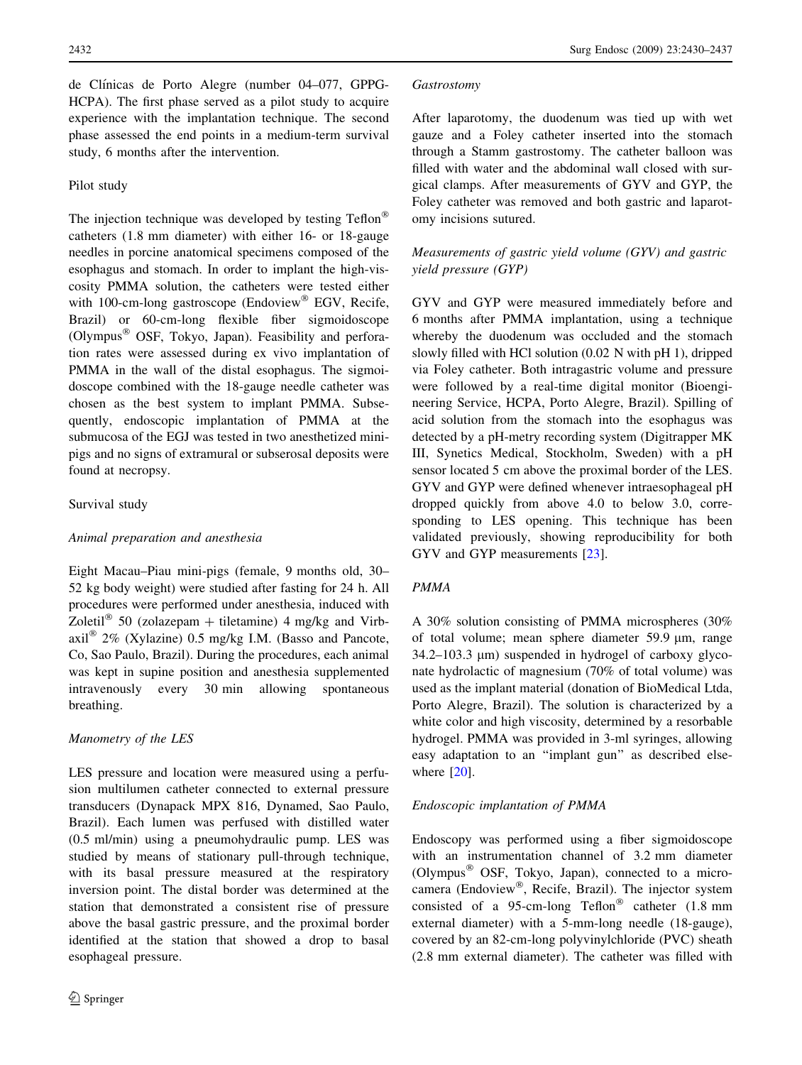de Clínicas de Porto Alegre (number 04–077, GPPG-HCPA). The first phase served as a pilot study to acquire experience with the implantation technique. The second phase assessed the end points in a medium-term survival study, 6 months after the intervention.

### Pilot study

The injection technique was developed by testing Teflon® catheters (1.8 mm diameter) with either 16- or 18-gauge needles in porcine anatomical specimens composed of the esophagus and stomach. In order to implant the high-viscosity PMMA solution, the catheters were tested either with 100-cm-long gastroscope (Endoview® EGV, Recife, Brazil) or 60-cm-long flexible fiber sigmoidoscope (Olympus® OSF, Tokyo, Japan). Feasibility and perforation rates were assessed during ex vivo implantation of PMMA in the wall of the distal esophagus. The sigmoidoscope combined with the 18-gauge needle catheter was chosen as the best system to implant PMMA. Subsequently, endoscopic implantation of PMMA at the submucosa of the EGJ was tested in two anesthetized mini-pigs and no signs of extramural or subserosal deposits were found at necropsy.

### Survival study

#### *Animal preparation and anesthesia*

Eight Macau–Piau mini-pigs (female, 9 months old, 30–52 kg body weight) were studied after fasting for 24 h. All procedures were performed under anesthesia, induced with Zoletil® 50 (zolazepam + tiletamine) 4 mg/kg and Virbaxil® 2% (Xylazine) 0.5 mg/kg I.M. (Basso and Pancote, Co, Sao Paulo, Brazil). During the procedures, each animal was kept in supine position and anesthesia supplemented intravenously every 30 min allowing spontaneous breathing.

#### *Manometry of the LES*

LES pressure and location were measured using a perfusion multilumen catheter connected to external pressure transducers (Dynapack MPX 816, Dynamed, Sao Paulo, Brazil). Each lumen was perfused with distilled water (0.5 ml/min) using a pneumohydraulic pump. LES was studied by means of stationary pull-through technique, with its basal pressure measured at the respiratory inversion point. The distal border was determined at the station that demonstrated a consistent rise of pressure above the basal gastric pressure, and the proximal border identified at the station that showed a drop to basal esophageal pressure.

#### *Gastrostomy*

After laparotomy, the duodenum was tied up with wet gauze and a Foley catheter inserted into the stomach through a Stamm gastrostomy. The catheter balloon was filled with water and the abdominal wall closed with surgical clamps. After measurements of GYV and GYP, the Foley catheter was removed and both gastric and laparotomy incisions sutured.

#### *Measurements of gastric yield volume (GYV) and gastric yield pressure (GYP)*

GYV and GYP were measured immediately before and 6 months after PMMA implantation, using a technique whereby the duodenum was occluded and the stomach slowly filled with HCl solution (0.02 N with pH 1), dripped via Foley catheter. Both intragastric volume and pressure were followed by a real-time digital monitor (Bioengineering Service, HCPA, Porto Alegre, Brazil). Spilling of acid solution from the stomach into the esophagus was detected by a pH-metry recording system (Digitrapper MK III, Synetics Medical, Stockholm, Sweden) with a pH sensor located 5 cm above the proximal border of the LES. GYV and GYP were defined whenever intraesophageal pH dropped quickly from above 4.0 to below 3.0, corresponding to LES opening. This technique has been validated previously, showing reproducibility for both GYV and GYP measurements [23].

#### *PMMA*

A 30% solution consisting of PMMA microspheres (30% of total volume; mean sphere diameter 59.9 μm, range 34.2–103.3 μm) suspended in hydrogel of carboxy glyconate hydrolactic of magnesium (70% of total volume) was used as the implant material (donation of BioMedical Ltda, Porto Alegre, Brazil). The solution is characterized by a white color and high viscosity, determined by a resorbable hydrogel. PMMA was provided in 3-ml syringes, allowing easy adaptation to an "implant gun" as described elsewhere [20].

#### *Endoscopic implantation of PMMA*

Endoscopy was performed using a fiber sigmoidoscope with an instrumentation channel of 3.2 mm diameter (Olympus® OSF, Tokyo, Japan), connected to a microcamera (Endoview®, Recife, Brazil). The injector system consisted of a 95-cm-long Teflon® catheter (1.8 mm external diameter) with a 5-mm-long needle (18-gauge), covered by an 82-cm-long polyvinylchloride (PVC) sheath (2.8 mm external diameter). The catheter was filled with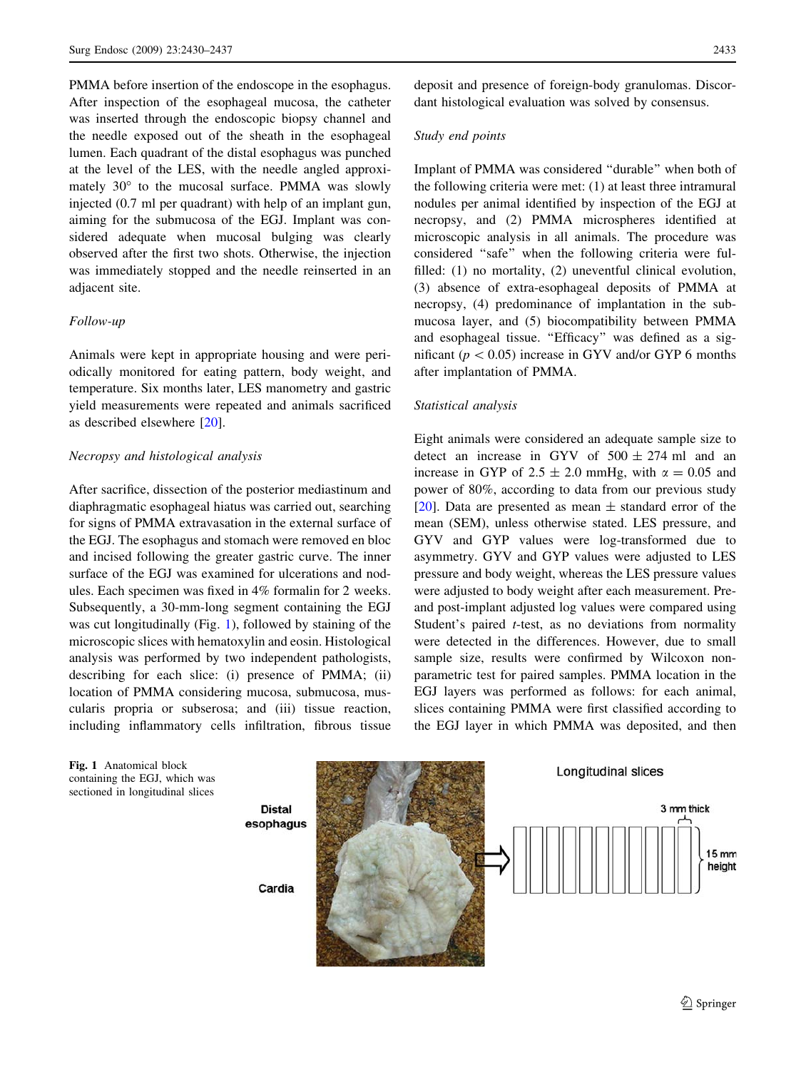PMMA before insertion of the endoscope in the esophagus. After inspection of the esophageal mucosa, the catheter was inserted through the endoscopic biopsy channel and the needle exposed out of the sheath in the esophageal lumen. Each quadrant of the distal esophagus was punched at the level of the LES, with the needle angled approximately 30° to the mucosal surface. PMMA was slowly injected (0.7 ml per quadrant) with help of an implant gun, aiming for the submucosa of the EGJ. Implant was considered adequate when mucosal bulging was clearly observed after the first two shots. Otherwise, the injection was immediately stopped and the needle reinserted in an adjacent site.

### *Follow-up*

Animals were kept in appropriate housing and were periodically monitored for eating pattern, body weight, and temperature. Six months later, LES manometry and gastric yield measurements were repeated and animals sacrificed as described elsewhere [20].

### *Necropsy and histological analysis*

After sacrifice, dissection of the posterior mediastinum and diaphragmatic esophageal hiatus was carried out, searching for signs of PMMA extravasation in the external surface of the EGJ. The esophagus and stomach were removed en bloc and incised following the greater gastric curve. The inner surface of the EGJ was examined for ulcerations and nodules. Each specimen was fixed in 4% formalin for 2 weeks. Subsequently, a 30-mm-long segment containing the EGJ was cut longitudinally (Fig. 1), followed by staining of the microscopic slices with hematoxylin and eosin. Histological analysis was performed by two independent pathologists, describing for each slice: (i) presence of PMMA; (ii) location of PMMA considering mucosa, submucosa, muscularis propria or subserosa; and (iii) tissue reaction, including inflammatory cells infiltration, fibrous tissue deposit and presence of foreign-body granulomas. Discordant histological evaluation was solved by consensus.

### *Study end points*

Implant of PMMA was considered "durable" when both of the following criteria were met: (1) at least three intramural nodules per animal identified by inspection of the EGJ at necropsy, and (2) PMMA microspheres identified at microscopic analysis in all animals. The procedure was considered "safe" when the following criteria were fulfilled: (1) no mortality, (2) uneventful clinical evolution, (3) absence of extra-esophageal deposits of PMMA at necropsy, (4) predominance of implantation in the submucosa layer, and (5) biocompatibility between PMMA and esophageal tissue. "Efficacy" was defined as a significant ($p < 0.05$) increase in GYV and/or GYP 6 months after implantation of PMMA.

### *Statistical analysis*

Eight animals were considered an adequate sample size to detect an increase in GYV of $500 \pm 274$ ml and an increase in GYP of $2.5 \pm 2.0$ mmHg, with $\alpha = 0.05$ and power of 80%, according to data from our previous study [20]. Data are presented as mean $\pm$ standard error of the mean (SEM), unless otherwise stated. LES pressure, and GYV and GYP values were log-transformed due to asymmetry. GYV and GYP values were adjusted to LES pressure and body weight, whereas the LES pressure values were adjusted to body weight after each measurement. Pre- and post-implant adjusted log values were compared using Student's paired *t*-test, as no deviations from normality were detected in the differences. However, due to small sample size, results were confirmed by Wilcoxon nonparametric test for paired samples. PMMA location in the EGJ layers was performed as follows: for each animal, slices containing PMMA were first classified according to the EGJ layer in which PMMA was deposited, and then

**Fig. 1** Anatomical block containing the EGJ, which was sectioned in longitudinal slices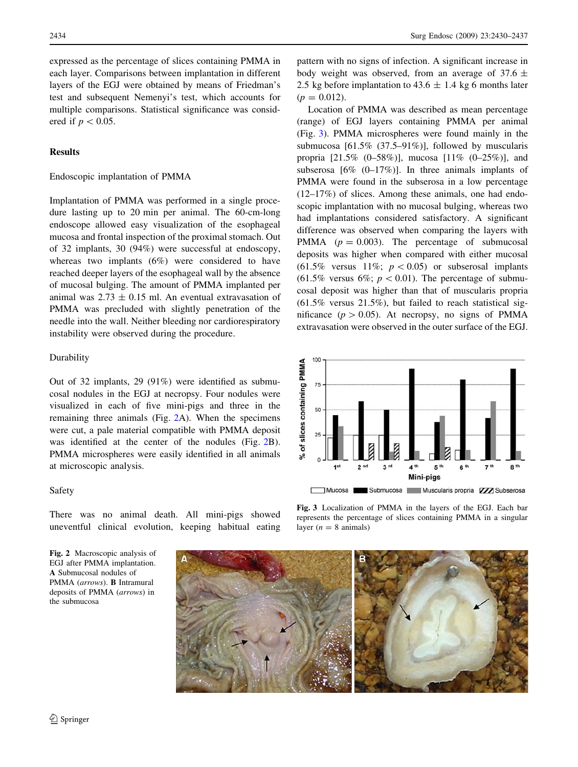expressed as the percentage of slices containing PMMA in each layer. Comparisons between implantation in different layers of the EGJ were obtained by means of Friedman's test and subsequent Nemenyi's test, which accounts for multiple comparisons. Statistical significance was considered if $p < 0.05$.

## Results

### Endoscopic implantation of PMMA

Implantation of PMMA was performed in a single procedure lasting up to 20 min per animal. The 60-cm-long endoscope allowed easy visualization of the esophageal mucosa and frontal inspection of the proximal stomach. Out of 32 implants, 30 (94%) were successful at endoscopy, whereas two implants (6%) were considered to have reached deeper layers of the esophageal wall by the absence of mucosal bulging. The amount of PMMA implanted per animal was $2.73 \pm 0.15$ ml. An eventual extravasation of PMMA was precluded with slightly penetration of the needle into the wall. Neither bleeding nor cardiorespiratory instability were observed during the procedure.

### Durability

Out of 32 implants, 29 (91%) were identified as submucosal nodules in the EGJ at necropsy. Four nodules were visualized in each of five mini-pigs and three in the remaining three animals (Fig. 2A). When the specimens were cut, a pale material compatible with PMMA deposit was identified at the center of the nodules (Fig. 2B). PMMA microspheres were easily identified in all animals at microscopic analysis.

### Safety

There was no animal death. All mini-pigs showed uneventful clinical evolution, keeping habitual eating pattern with no signs of infection. A significant increase in body weight was observed, from an average of $37.6 \pm 2.5$ kg before implantation to $43.6 \pm 1.4$ kg 6 months later ($p = 0.012$).

Location of PMMA was described as mean percentage (range) of EGJ layers containing PMMA per animal (Fig. 3). PMMA microspheres were found mainly in the submucosa [61.5% (37.5–91%)], followed by muscularis propria [21.5% (0–58%)], mucosa [11% (0–25%)], and subserosa [6% (0–17%)]. In three animals implants of PMMA were found in the subserosa in a low percentage (12–17%) of slices. Among these animals, one had endoscopic implantation with no mucosal bulging, whereas two had implantations considered satisfactory. A significant difference was observed when comparing the layers with PMMA ($p = 0.003$). The percentage of submucosal deposits was higher when compared with either mucosal (61.5% versus 11%; $p < 0.05$) or subserosal implants (61.5% versus 6%; $p < 0.01$). The percentage of submucosal deposit was higher than that of muscularis propria (61.5% versus 21.5%), but failed to reach statistical significance ($p > 0.05$). At necropsy, no signs of PMMA extravasation were observed in the outer surface of the EGJ.

**Fig. 3** Localization of PMMA in the layers of the EGJ. Each bar represents the percentage of slices containing PMMA in a singular layer ($n = 8$ animals)

**Fig. 2** Macroscopic analysis of EGJ after PMMA implantation. **A** Submucosal nodules of PMMA (*arrows*). **B** Intramural deposits of PMMA (*arrows*) in the submucosa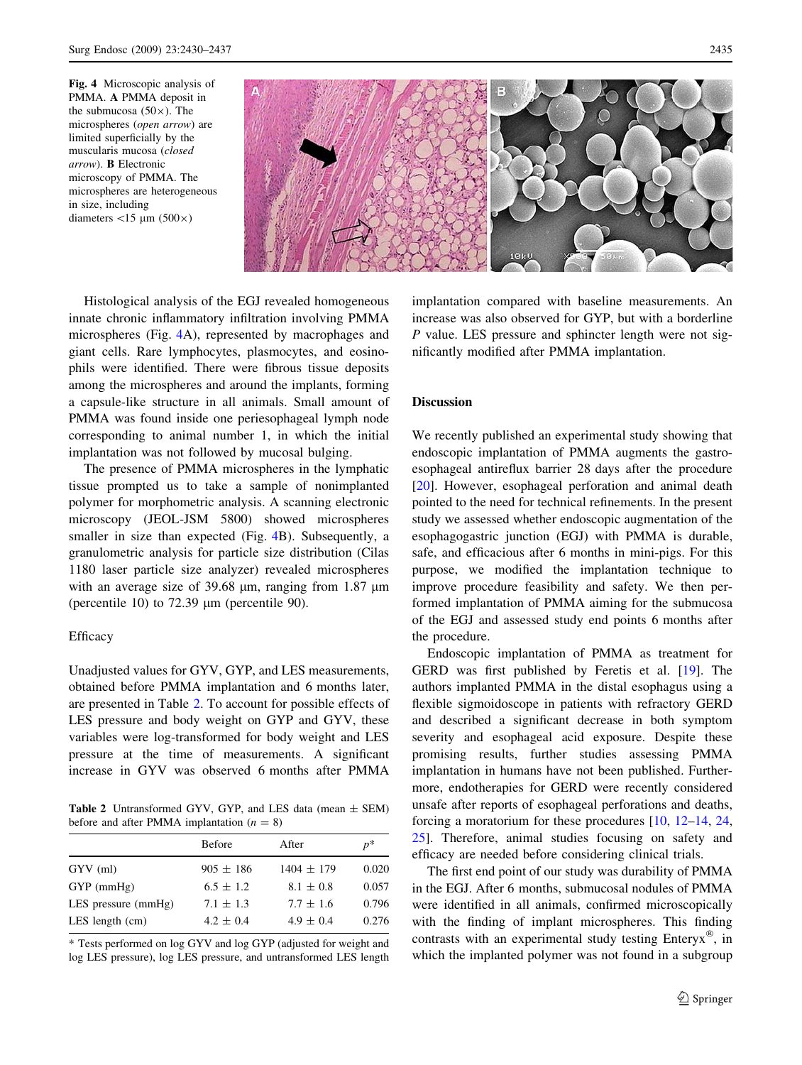**Fig. 4** Microscopic analysis of PMMA. **A** PMMA deposit in the submucosa (50×). The microspheres (*open arrow*) are limited superficially by the muscularis mucosa (*closed arrow*). **B** Electronic microscopy of PMMA. The microspheres are heterogeneous in size, including diameters <15 μm (500×)

Histological analysis of the EGJ revealed homogeneous innate chronic inflammatory infiltration involving PMMA microspheres (Fig. 4A), represented by macrophages and giant cells. Rare lymphocytes, plasmocytes, and eosinophils were identified. There were fibrous tissue deposits among the microspheres and around the implants, forming a capsule-like structure in all animals. Small amount of PMMA was found inside one periesophageal lymph node corresponding to animal number 1, in which the initial implantation was not followed by mucosal bulging.

The presence of PMMA microspheres in the lymphatic tissue prompted us to take a sample of nonimplanted polymer for morphometric analysis. A scanning electronic microscopy (JEOL-JSM 5800) showed microspheres smaller in size than expected (Fig. 4B). Subsequently, a granulometric analysis for particle size distribution (Cilas 1180 laser particle size analyzer) revealed microspheres with an average size of 39.68 μm, ranging from 1.87 μm (percentile 10) to 72.39 μm (percentile 90).

## Efficacy

Unadjusted values for GYV, GYP, and LES measurements, obtained before PMMA implantation and 6 months later, are presented in Table 2. To account for possible effects of LES pressure and body weight on GYP and GYV, these variables were log-transformed for body weight and LES pressure at the time of measurements. A significant increase in GYV was observed 6 months after PMMA implantation compared with baseline measurements. An increase was also observed for GYP, but with a borderline *P* value. LES pressure and sphincter length were not significantly modified after PMMA implantation.

**Table 2** Untransformed GYV, GYP, and LES data (mean ± SEM) before and after PMMA implantation ($n = 8$)

| | Before | After | $p$* |
|---|---|---|---|
| GYV (ml) | 905 ± 186 | 1404 ± 179 | 0.020 |
| GYP (mmHg) | 6.5 ± 1.2 | 8.1 ± 0.8 | 0.057 |
| LES pressure (mmHg) | 7.1 ± 1.3 | 7.7 ± 1.6 | 0.796 |
| LES length (cm) | 4.2 ± 0.4 | 4.9 ± 0.4 | 0.276 |

* Tests performed on log GYV and log GYP (adjusted for weight and log LES pressure), log LES pressure, and untransformed LES length

## Discussion

We recently published an experimental study showing that endoscopic implantation of PMMA augments the gastroesophageal antireflux barrier 28 days after the procedure [20]. However, esophageal perforation and animal death pointed to the need for technical refinements. In the present study we assessed whether endoscopic augmentation of the esophagogastric junction (EGJ) with PMMA is durable, safe, and efficacious after 6 months in mini-pigs. For this purpose, we modified the implantation technique to improve procedure feasibility and safety. We then performed implantation of PMMA aiming for the submucosa of the EGJ and assessed study end points 6 months after the procedure.

Endoscopic implantation of PMMA as treatment for GERD was first published by Feretis et al. [19]. The authors implanted PMMA in the distal esophagus using a flexible sigmoidoscope in patients with refractory GERD and described a significant decrease in both symptom severity and esophageal acid exposure. Despite these promising results, further studies assessing PMMA implantation in humans have not been published. Furthermore, endotherapies for GERD were recently considered unsafe after reports of esophageal perforations and deaths, forcing a moratorium for these procedures [10, 12–14, 24, 25]. Therefore, animal studies focusing on safety and efficacy are needed before considering clinical trials.

The first end point of our study was durability of PMMA in the EGJ. After 6 months, submucosal nodules of PMMA were identified in all animals, confirmed microscopically with the finding of implant microspheres. This finding contrasts with an experimental study testing Enteryx®, in which the implanted polymer was not found in a subgroup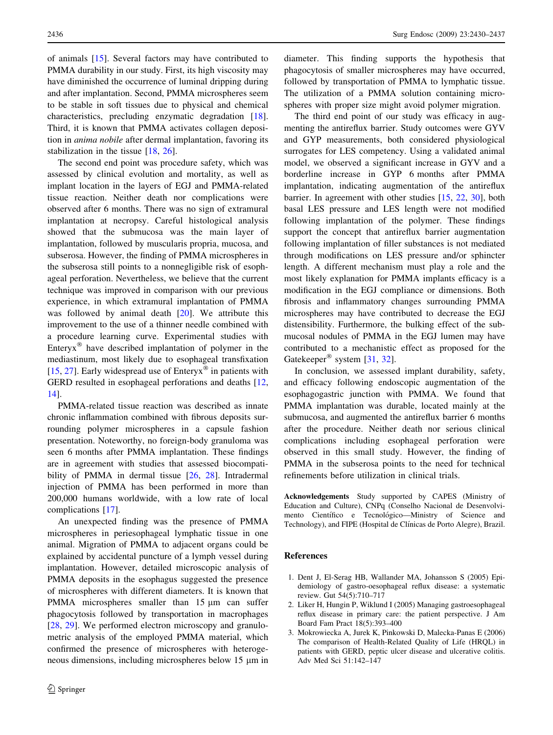of animals [15]. Several factors may have contributed to PMMA durability in our study. First, its high viscosity may have diminished the occurrence of luminal dripping during and after implantation. Second, PMMA microspheres seem to be stable in soft tissues due to physical and chemical characteristics, precluding enzymatic degradation [18]. Third, it is known that PMMA activates collagen deposition in *anima nobile* after dermal implantation, favoring its stabilization in the tissue [18, 26].

The second end point was procedure safety, which was assessed by clinical evolution and mortality, as well as implant location in the layers of EGJ and PMMA-related tissue reaction. Neither death nor complications were observed after 6 months. There was no sign of extramural implantation at necropsy. Careful histological analysis showed that the submucosa was the main layer of implantation, followed by muscularis propria, mucosa, and subserosa. However, the finding of PMMA microspheres in the subserosa still points to a nonnegligible risk of esophageal perforation. Nevertheless, we believe that the current technique was improved in comparison with our previous experience, in which extramural implantation of PMMA was followed by animal death [20]. We attribute this improvement to the use of a thinner needle combined with a procedure learning curve. Experimental studies with Enteryx® have described implantation of polymer in the mediastinum, most likely due to esophageal transfixation [15, 27]. Early widespread use of Enteryx® in patients with GERD resulted in esophageal perforations and deaths [12, 14].

PMMA-related tissue reaction was described as innate chronic inflammation combined with fibrous deposits surrounding polymer microspheres in a capsule fashion presentation. Noteworthy, no foreign-body granuloma was seen 6 months after PMMA implantation. These findings are in agreement with studies that assessed biocompatibility of PMMA in dermal tissue [26, 28]. Intradermal injection of PMMA has been performed in more than 200,000 humans worldwide, with a low rate of local complications [17].

An unexpected finding was the presence of PMMA microspheres in periesophageal lymphatic tissue in one animal. Migration of PMMA to adjacent organs could be explained by accidental puncture of a lymph vessel during implantation. However, detailed microscopic analysis of PMMA deposits in the esophagus suggested the presence of microspheres with different diameters. It is known that PMMA microspheres smaller than 15 μm can suffer phagocytosis followed by transportation in macrophages [28, 29]. We performed electron microscopy and granulometric analysis of the employed PMMA material, which confirmed the presence of microspheres with heterogeneous dimensions, including microspheres below 15 μm in diameter. This finding supports the hypothesis that phagocytosis of smaller microspheres may have occurred, followed by transportation of PMMA to lymphatic tissue. The utilization of a PMMA solution containing microspheres with proper size might avoid polymer migration.

The third end point of our study was efficacy in augmenting the antireflux barrier. Study outcomes were GYV and GYP measurements, both considered physiological surrogates for LES competency. Using a validated animal model, we observed a significant increase in GYV and a borderline increase in GYP 6 months after PMMA implantation, indicating augmentation of the antireflux barrier. In agreement with other studies [15, 22, 30], both basal LES pressure and LES length were not modified following implantation of the polymer. These findings support the concept that antireflux barrier augmentation following implantation of filler substances is not mediated through modifications on LES pressure and/or sphincter length. A different mechanism must play a role and the most likely explanation for PMMA implants efficacy is a modification in the EGJ compliance or dimensions. Both fibrosis and inflammatory changes surrounding PMMA microspheres may have contributed to decrease the EGJ distensibility. Furthermore, the bulking effect of the submucosal nodules of PMMA in the EGJ lumen may have contributed to a mechanistic effect as proposed for the Gatekeeper® system [31, 32].

In conclusion, we assessed implant durability, safety, and efficacy following endoscopic augmentation of the esophagogastric junction with PMMA. We found that PMMA implantation was durable, located mainly at the submucosa, and augmented the antireflux barrier 6 months after the procedure. Neither death nor serious clinical complications including esophageal perforation were observed in this small study. However, the finding of PMMA in the subserosa points to the need for technical refinements before utilization in clinical trials.

**Acknowledgements** Study supported by CAPES (Ministry of Education and Culture), CNPq (Conselho Nacional de Desenvolvimento Científico e Tecnológico—Ministry of Science and Technology), and FIPE (Hospital de Clínicas de Porto Alegre), Brazil.

## References

1. Dent J, El-Serag HB, Wallander MA, Johansson S (2005) Epidemiology of gastro-oesophageal reflux disease: a systematic review. Gut 54(5):710–717
2. Liker H, Hungin P, Wiklund I (2005) Managing gastroesophageal reflux disease in primary care: the patient perspective. J Am Board Fam Pract 18(5):393–400
3. Mokrowiecka A, Jurek K, Pinkowski D, Malecka-Panas E (2006) The comparison of Health-Related Quality of Life (HRQL) in patients with GERD, peptic ulcer disease and ulcerative colitis. Adv Med Sci 51:142–147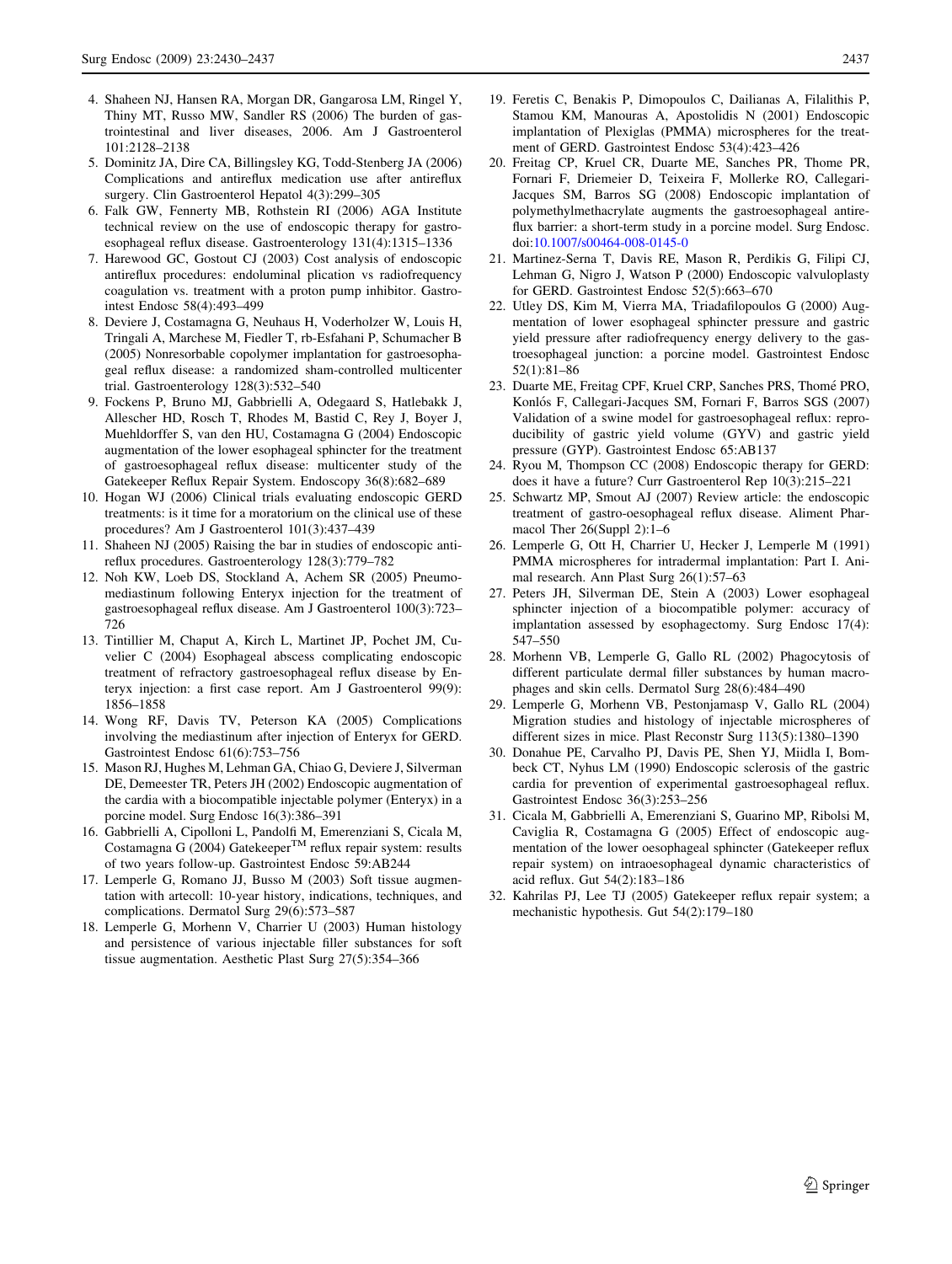4. Shaheen NJ, Hansen RA, Morgan DR, Gangarosa LM, Ringel Y, Thiny MT, Russo MW, Sandler RS (2006) The burden of gastrointestinal and liver diseases, 2006. Am J Gastroenterol 101:2128–2138
5. Dominitz JA, Dire CA, Billingsley KG, Todd-Stenberg JA (2006) Complications and antireflux medication use after antireflux surgery. Clin Gastroenterol Hepatol 4(3):299–305
6. Falk GW, Fennerty MB, Rothstein RI (2006) AGA Institute technical review on the use of endoscopic therapy for gastroesophageal reflux disease. Gastroenterology 131(4):1315–1336
7. Harewood GC, Gostout CJ (2003) Cost analysis of endoscopic antireflux procedures: endoluminal plication vs radiofrequency coagulation vs. treatment with a proton pump inhibitor. Gastrointest Endosc 58(4):493–499
8. Deviere J, Costamagna G, Neuhaus H, Voderholzer W, Louis H, Tringali A, Marchese M, Fiedler T, rb-Esfahani P, Schumacher B (2005) Nonresorbable copolymer implantation for gastroesophageal reflux disease: a randomized sham-controlled multicenter trial. Gastroenterology 128(3):532–540
9. Fockens P, Bruno MJ, Gabbrielli A, Odegaard S, Hatlebakk J, Allescher HD, Rosch T, Rhodes M, Bastid C, Rey J, Boyer J, Muehldorffer S, van den HU, Costamagna G (2004) Endoscopic augmentation of the lower esophageal sphincter for the treatment of gastroesophageal reflux disease: multicenter study of the Gatekeeper Reflux Repair System. Endoscopy 36(8):682–689
10. Hogan WJ (2006) Clinical trials evaluating endoscopic GERD treatments: is it time for a moratorium on the clinical use of these procedures? Am J Gastroenterol 101(3):437–439
11. Shaheen NJ (2005) Raising the bar in studies of endoscopic antireflux procedures. Gastroenterology 128(3):779–782
12. Noh KW, Loeb DS, Stockland A, Achem SR (2005) Pneumomediastinum following Enteryx injection for the treatment of gastroesophageal reflux disease. Am J Gastroenterol 100(3):723–726
13. Tintillier M, Chaput A, Kirch L, Martinet JP, Pochet JM, Cuvelier C (2004) Esophageal abscess complicating endoscopic treatment of refractory gastroesophageal reflux disease by Enteryx injection: a first case report. Am J Gastroenterol 99(9):1856–1858
14. Wong RF, Davis TV, Peterson KA (2005) Complications involving the mediastinum after injection of Enteryx for GERD. Gastrointest Endosc 61(6):753–756
15. Mason RJ, Hughes M, Lehman GA, Chiao G, Deviere J, Silverman DE, Demeester TR, Peters JH (2002) Endoscopic augmentation of the cardia with a biocompatible injectable polymer (Enteryx) in a porcine model. Surg Endosc 16(3):386–391
16. Gabbrielli A, Cipolloni L, Pandolfi M, Emerenziani S, Cicala M, Costamagna G (2004) Gatekeeper™ reflux repair system: results of two years follow-up. Gastrointest Endosc 59:AB244
17. Lemperle G, Romano JJ, Busso M (2003) Soft tissue augmentation with artecoll: 10-year history, indications, techniques, and complications. Dermatol Surg 29(6):573–587
18. Lemperle G, Morhenn V, Charrier U (2003) Human histology and persistence of various injectable filler substances for soft tissue augmentation. Aesthetic Plast Surg 27(5):354–366
19. Feretis C, Benakis P, Dimopoulos C, Dailianas A, Filalithis P, Stamou KM, Manouras A, Apostolidis N (2001) Endoscopic implantation of Plexiglas (PMMA) microspheres for the treatment of GERD. Gastrointest Endosc 53(4):423–426
20. Freitag CP, Kruel CR, Duarte ME, Sanches PR, Thome PR, Fornari F, Driemeier D, Teixeira F, Mollerke RO, Callegari-Jacques SM, Barros SG (2008) Endoscopic implantation of polymethylmethacrylate augments the gastroesophageal antireflux barrier: a short-term study in a porcine model. Surg Endosc. doi:10.1007/s00464-008-0145-0
21. Martinez-Serna T, Davis RE, Mason R, Perdikis G, Filipi CJ, Lehman G, Nigro J, Watson P (2000) Endoscopic valvuloplasty for GERD. Gastrointest Endosc 52(5):663–670
22. Utley DS, Kim M, Vierra MA, Triadafilopoulos G (2000) Augmentation of lower esophageal sphincter pressure and gastric yield pressure after radiofrequency energy delivery to the gastroesophageal junction: a porcine model. Gastrointest Endosc 52(1):81–86
23. Duarte ME, Freitag CPF, Kruel CRP, Sanches PRS, Thomé PRO, Konlós F, Callegari-Jacques SM, Fornari F, Barros SGS (2007) Validation of a swine model for gastroesophageal reflux: reproducibility of gastric yield volume (GYV) and gastric yield pressure (GYP). Gastrointest Endosc 65:AB137
24. Ryou M, Thompson CC (2008) Endoscopic therapy for GERD: does it have a future? Curr Gastroenterol Rep 10(3):215–221
25. Schwartz MP, Smout AJ (2007) Review article: the endoscopic treatment of gastro-oesophageal reflux disease. Aliment Pharmacol Ther 26(Suppl 2):1–6
26. Lemperle G, Ott H, Charrier U, Hecker J, Lemperle M (1991) PMMA microspheres for intradermal implantation: Part I. Animal research. Ann Plast Surg 26(1):57–63
27. Peters JH, Silverman DE, Stein A (2003) Lower esophageal sphincter injection of a biocompatible polymer: accuracy of implantation assessed by esophagectomy. Surg Endosc 17(4):547–550
28. Morhenn VB, Lemperle G, Gallo RL (2002) Phagocytosis of different particulate dermal filler substances by human macrophages and skin cells. Dermatol Surg 28(6):484–490
29. Lemperle G, Morhenn VB, Pestonjamasp V, Gallo RL (2004) Migration studies and histology of injectable microspheres of different sizes in mice. Plast Reconstr Surg 113(5):1380–1390
30. Donahue PE, Carvalho PJ, Davis PE, Shen YJ, Miidla I, Bombeck CT, Nyhus LM (1990) Endoscopic sclerosis of the gastric cardia for prevention of experimental gastroesophageal reflux. Gastrointest Endosc 36(3):253–256
31. Cicala M, Gabbrielli A, Emerenziani S, Guarino MP, Ribolsi M, Caviglia R, Costamagna G (2005) Effect of endoscopic augmentation of the lower oesophageal sphincter (Gatekeeper reflux repair system) on intraoesophageal dynamic characteristics of acid reflux. Gut 54(2):183–186
32. Kahrilas PJ, Lee TJ (2005) Gatekeeper reflux repair system; a mechanistic hypothesis. Gut 54(2):179–180